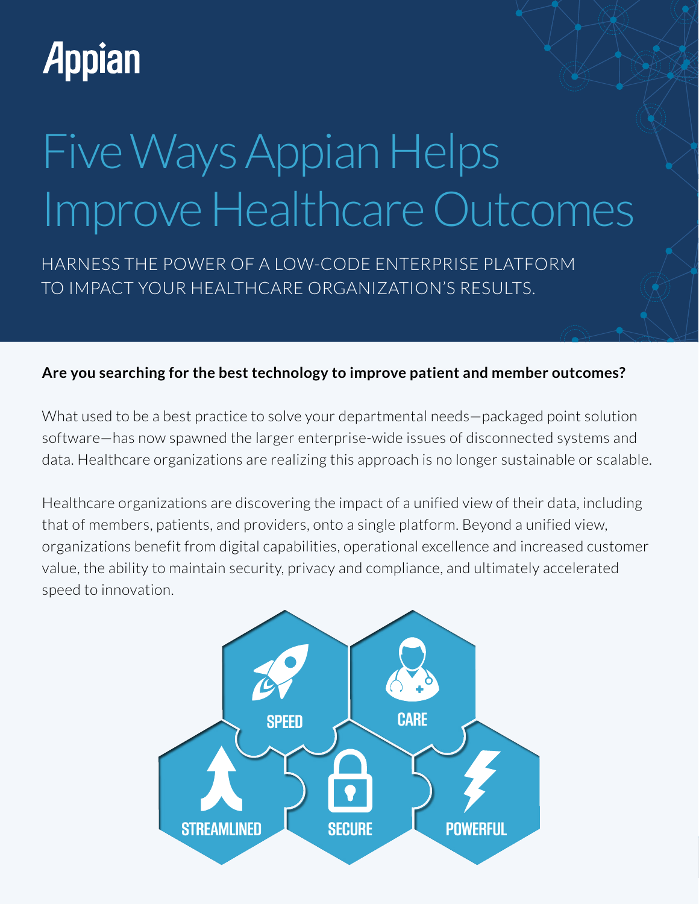Appian

# Five Ways Appian Helps Improve Healthcare Outcomes

HARNESS THE POWER OF A LOW-CODE ENTERPRISE PLATFORM TO IMPACT YOUR HEALTHCARE ORGANIZATION'S RESULTS.

**Are you searching for the best technology to improve patient and member outcomes?**

What used to be a best practice to solve your departmental needs—packaged point solution software—has now spawned the larger enterprise-wide issues of disconnected systems and data. Healthcare organizations are realizing this approach is no longer sustainable or scalable.

Healthcare organizations are discovering the impact of a unified view of their data, including that of members, patients, and providers, onto a single platform. Beyond a unified view, organizations benefit from digital capabilities, operational excellence and increased customer value, the ability to maintain security, privacy and compliance, and ultimately accelerated speed to innovation.

SPEED

CARE

STREAMLINED

SECURE

POWERFUL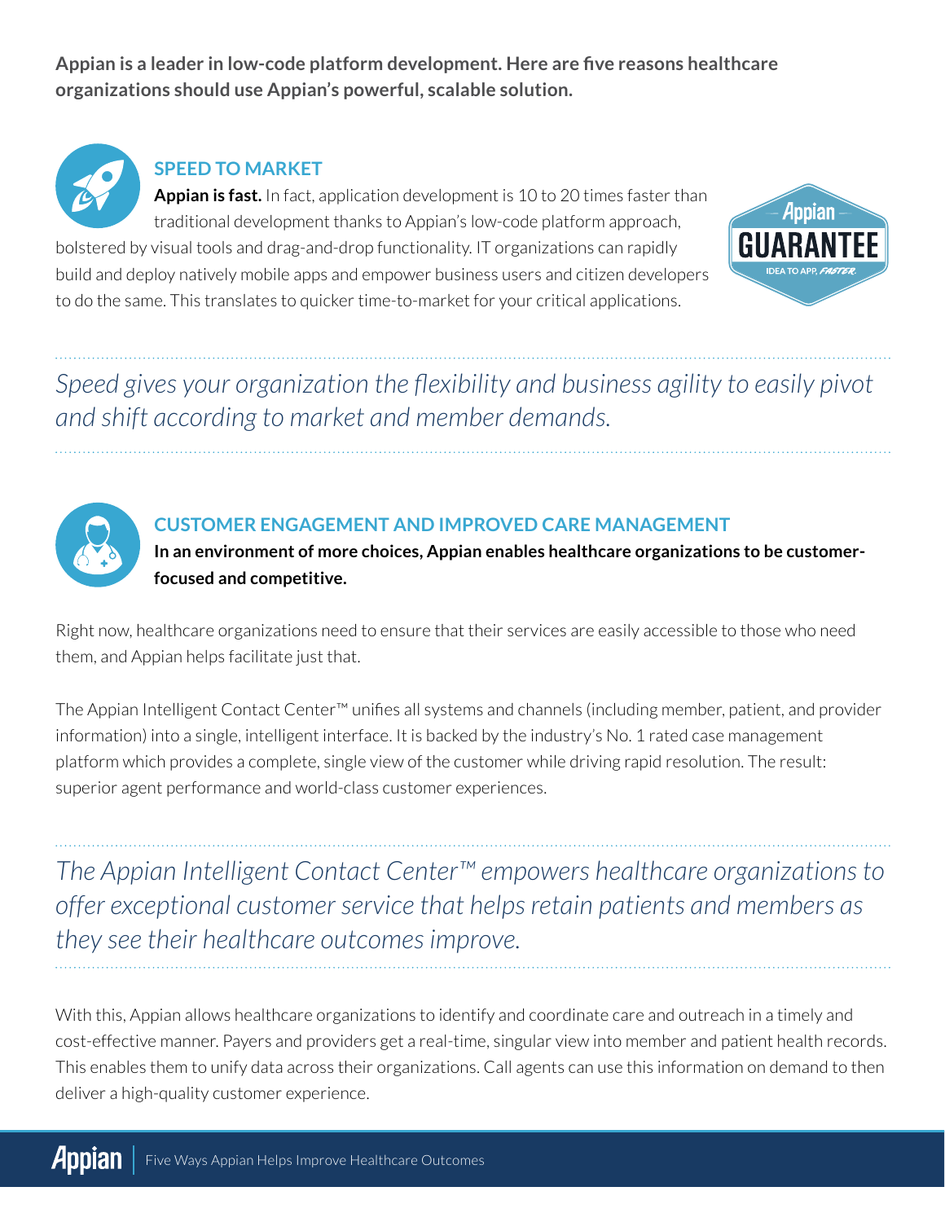**Appian is a leader in low-code platform development. Here are five reasons healthcare organizations should use Appian's powerful, scalable solution.**

## SPEED TO MARKET

**Appian is fast.** In fact, application development is 10 to 20 times faster than traditional development thanks to Appian's low-code platform approach, bolstered by visual tools and drag-and-drop functionality. IT organizations can rapidly build and deploy natively mobile apps and empower business users and citizen developers to do the same. This translates to quicker time-to-market for your critical applications.

*Speed gives your organization the flexibility and business agility to easily pivot and shift according to market and member demands.*

## CUSTOMER ENGAGEMENT AND IMPROVED CARE MANAGEMENT

**In an environment of more choices, Appian enables healthcare organizations to be customer-focused and competitive.**

Right now, healthcare organizations need to ensure that their services are easily accessible to those who need them, and Appian helps facilitate just that.

The Appian Intelligent Contact Center™ unifies all systems and channels (including member, patient, and provider information) into a single, intelligent interface. It is backed by the industry's No. 1 rated case management platform which provides a complete, single view of the customer while driving rapid resolution. The result: superior agent performance and world-class customer experiences.

*The Appian Intelligent Contact Center™ empowers healthcare organizations to offer exceptional customer service that helps retain patients and members as they see their healthcare outcomes improve.*

With this, Appian allows healthcare organizations to identify and coordinate care and outreach in a timely and cost-effective manner. Payers and providers get a real-time, singular view into member and patient health records. This enables them to unify data across their organizations. Call agents can use this information on demand to then deliver a high-quality customer experience.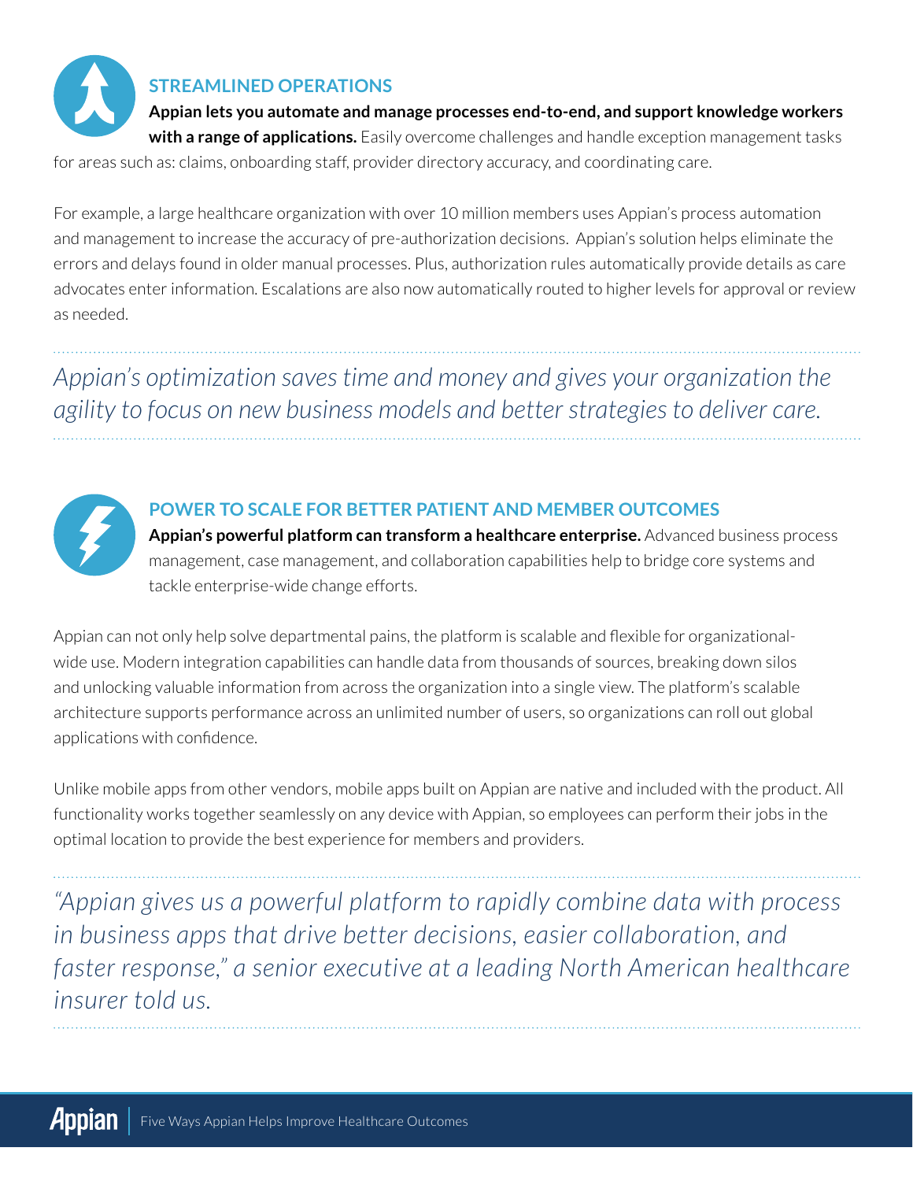## STREAMLINED OPERATIONS

**Appian lets you automate and manage processes end-to-end, and support knowledge workers with a range of applications.** Easily overcome challenges and handle exception management tasks for areas such as: claims, onboarding staff, provider directory accuracy, and coordinating care.

For example, a large healthcare organization with over 10 million members uses Appian's process automation and management to increase the accuracy of pre-authorization decisions. Appian's solution helps eliminate the errors and delays found in older manual processes. Plus, authorization rules automatically provide details as care advocates enter information. Escalations are also now automatically routed to higher levels for approval or review as needed.

*Appian's optimization saves time and money and gives your organization the agility to focus on new business models and better strategies to deliver care.*

## POWER TO SCALE FOR BETTER PATIENT AND MEMBER OUTCOMES

**Appian's powerful platform can transform a healthcare enterprise.** Advanced business process management, case management, and collaboration capabilities help to bridge core systems and tackle enterprise-wide change efforts.

Appian can not only help solve departmental pains, the platform is scalable and flexible for organizational-wide use. Modern integration capabilities can handle data from thousands of sources, breaking down silos and unlocking valuable information from across the organization into a single view. The platform's scalable architecture supports performance across an unlimited number of users, so organizations can roll out global applications with confidence.

Unlike mobile apps from other vendors, mobile apps built on Appian are native and included with the product. All functionality works together seamlessly on any device with Appian, so employees can perform their jobs in the optimal location to provide the best experience for members and providers.

*"Appian gives us a powerful platform to rapidly combine data with process in business apps that drive better decisions, easier collaboration, and faster response," a senior executive at a leading North American healthcare insurer told us.*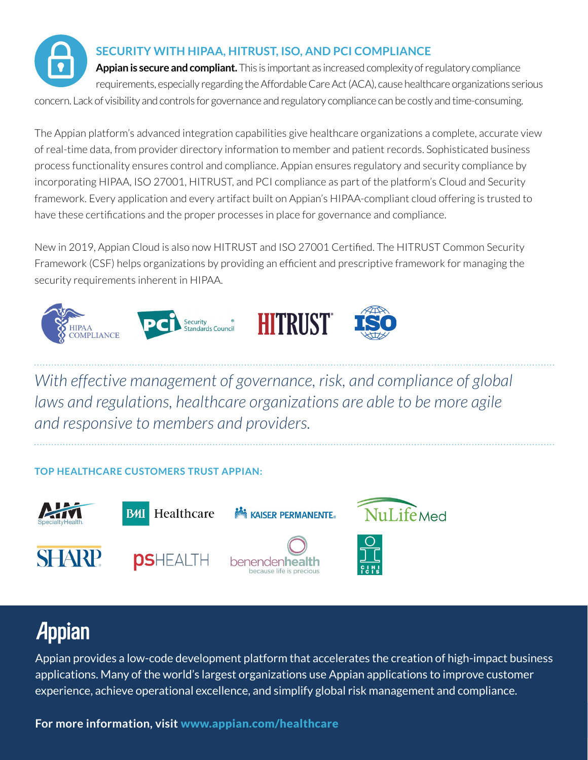## SECURITY WITH HIPAA, HITRUST, ISO, AND PCI COMPLIANCE

**Appian is secure and compliant.** This is important as increased complexity of regulatory compliance requirements, especially regarding the Affordable Care Act (ACA), cause healthcare organizations serious concern. Lack of visibility and controls for governance and regulatory compliance can be costly and time-consuming.

The Appian platform's advanced integration capabilities give healthcare organizations a complete, accurate view of real-time data, from provider directory information to member and patient records. Sophisticated business process functionality ensures control and compliance. Appian ensures regulatory and security compliance by incorporating HIPAA, ISO 27001, HITRUST, and PCI compliance as part of the platform's Cloud and Security framework. Every application and every artifact built on Appian's HIPAA-compliant cloud offering is trusted to have these certifications and the proper processes in place for governance and compliance.

New in 2019, Appian Cloud is also now HITRUST and ISO 27001 Certified. The HITRUST Common Security Framework (CSF) helps organizations by providing an efficient and prescriptive framework for managing the security requirements inherent in HIPAA.

HIPAA COMPLIANCE

PCI Security Standards Council

HITRUST

ISO

*With effective management of governance, risk, and compliance of global laws and regulations, healthcare organizations are able to be more agile and responsive to members and providers.*

### TOP HEALTHCARE CUSTOMERS TRUST APPIAN:

AIM SpecialtyHealth

BMI Healthcare

KAISER PERMANENTE

NuLifeMed

SHARP

psHEALTH

benendenhealth because life is precious

CIMICIS

## Appian

Appian provides a low-code development platform that accelerates the creation of high-impact business applications. Many of the world's largest organizations use Appian applications to improve customer experience, achieve operational excellence, and simplify global risk management and compliance.

**For more information, visit www.appian.com/healthcare**